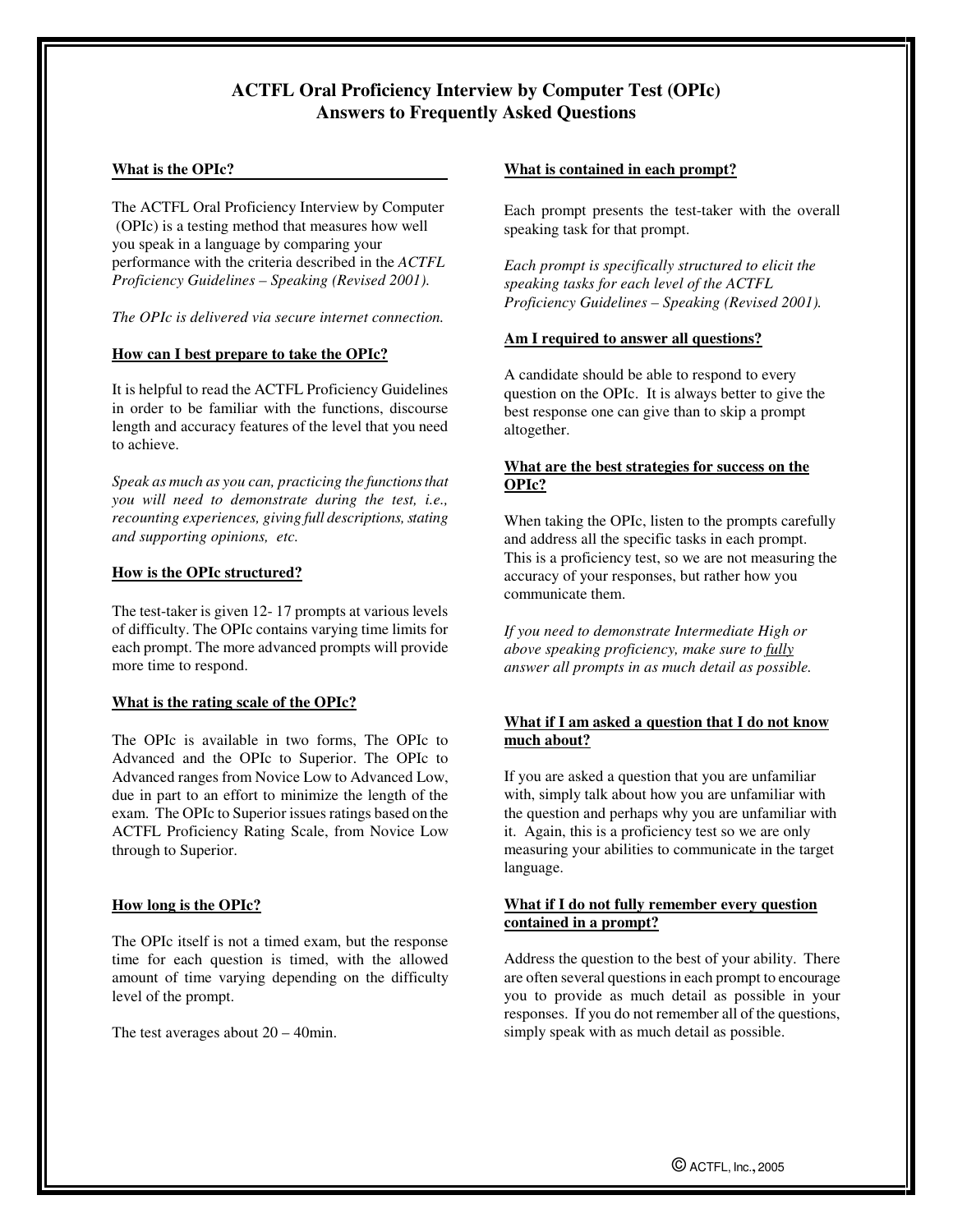# ACTFL Oral Proficiency Interview by Computer Test (OPIc)
# Answers to Frequently Asked Questions

## What is the OPIc?

The ACTFL Oral Proficiency Interview by Computer (OPIc) is a testing method that measures how well you speak in a language by comparing your performance with the criteria described in the *ACTFL Proficiency Guidelines – Speaking (Revised 2001).*

*The OPIc is delivered via secure internet connection.*

## How can I best prepare to take the OPIc?

It is helpful to read the ACTFL Proficiency Guidelines in order to be familiar with the functions, discourse length and accuracy features of the level that you need to achieve.

*Speak as much as you can, practicing the functions that you will need to demonstrate during the test, i.e., recounting experiences, giving full descriptions, stating and supporting opinions, etc.*

## How is the OPIc structured?

The test-taker is given 12- 17 prompts at various levels of difficulty. The OPIc contains varying time limits for each prompt. The more advanced prompts will provide more time to respond.

## What is the rating scale of the OPIc?

The OPIc is available in two forms, The OPIc to Advanced and the OPIc to Superior. The OPIc to Advanced ranges from Novice Low to Advanced Low, due in part to an effort to minimize the length of the exam. The OPIc to Superior issues ratings based on the ACTFL Proficiency Rating Scale, from Novice Low through to Superior.

## How long is the OPIc?

The OPIc itself is not a timed exam, but the response time for each question is timed, with the allowed amount of time varying depending on the difficulty level of the prompt.

The test averages about 20 – 40min.

## What is contained in each prompt?

Each prompt presents the test-taker with the overall speaking task for that prompt.

*Each prompt is specifically structured to elicit the speaking tasks for each level of the ACTFL Proficiency Guidelines – Speaking (Revised 2001).*

## Am I required to answer all questions?

A candidate should be able to respond to every question on the OPIc. It is always better to give the best response one can give than to skip a prompt altogether.

## What are the best strategies for success on the OPIc?

When taking the OPIc, listen to the prompts carefully and address all the specific tasks in each prompt. This is a proficiency test, so we are not measuring the accuracy of your responses, but rather how you communicate them.

*If you need to demonstrate Intermediate High or above speaking proficiency, make sure to <u>fully</u> answer all prompts in as much detail as possible.*

## What if I am asked a question that I do not know much about?

If you are asked a question that you are unfamiliar with, simply talk about how you are unfamiliar with the question and perhaps why you are unfamiliar with it. Again, this is a proficiency test so we are only measuring your abilities to communicate in the target language.

## What if I do not fully remember every question contained in a prompt?

Address the question to the best of your ability. There are often several questions in each prompt to encourage you to provide as much detail as possible in your responses. If you do not remember all of the questions, simply speak with as much detail as possible.

© ACTFL, Inc., 2005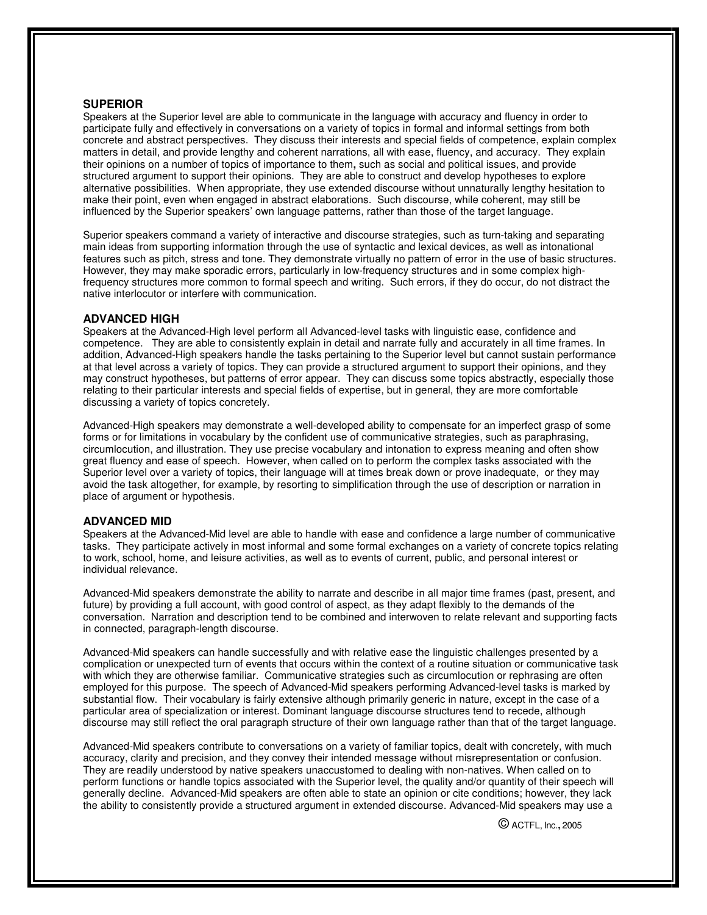## SUPERIOR

Speakers at the Superior level are able to communicate in the language with accuracy and fluency in order to participate fully and effectively in conversations on a variety of topics in formal and informal settings from both concrete and abstract perspectives. They discuss their interests and special fields of competence, explain complex matters in detail, and provide lengthy and coherent narrations, all with ease, fluency, and accuracy. They explain their opinions on a number of topics of importance to them, such as social and political issues, and provide structured argument to support their opinions. They are able to construct and develop hypotheses to explore alternative possibilities. When appropriate, they use extended discourse without unnaturally lengthy hesitation to make their point, even when engaged in abstract elaborations. Such discourse, while coherent, may still be influenced by the Superior speakers' own language patterns, rather than those of the target language.

Superior speakers command a variety of interactive and discourse strategies, such as turn-taking and separating main ideas from supporting information through the use of syntactic and lexical devices, as well as intonational features such as pitch, stress and tone. They demonstrate virtually no pattern of error in the use of basic structures. However, they may make sporadic errors, particularly in low-frequency structures and in some complex high-frequency structures more common to formal speech and writing. Such errors, if they do occur, do not distract the native interlocutor or interfere with communication.

## ADVANCED HIGH

Speakers at the Advanced-High level perform all Advanced-level tasks with linguistic ease, confidence and competence. They are able to consistently explain in detail and narrate fully and accurately in all time frames. In addition, Advanced-High speakers handle the tasks pertaining to the Superior level but cannot sustain performance at that level across a variety of topics. They can provide a structured argument to support their opinions, and they may construct hypotheses, but patterns of error appear. They can discuss some topics abstractly, especially those relating to their particular interests and special fields of expertise, but in general, they are more comfortable discussing a variety of topics concretely.

Advanced-High speakers may demonstrate a well-developed ability to compensate for an imperfect grasp of some forms or for limitations in vocabulary by the confident use of communicative strategies, such as paraphrasing, circumlocution, and illustration. They use precise vocabulary and intonation to express meaning and often show great fluency and ease of speech. However, when called on to perform the complex tasks associated with the Superior level over a variety of topics, their language will at times break down or prove inadequate, or they may avoid the task altogether, for example, by resorting to simplification through the use of description or narration in place of argument or hypothesis.

## ADVANCED MID

Speakers at the Advanced-Mid level are able to handle with ease and confidence a large number of communicative tasks. They participate actively in most informal and some formal exchanges on a variety of concrete topics relating to work, school, home, and leisure activities, as well as to events of current, public, and personal interest or individual relevance.

Advanced-Mid speakers demonstrate the ability to narrate and describe in all major time frames (past, present, and future) by providing a full account, with good control of aspect, as they adapt flexibly to the demands of the conversation. Narration and description tend to be combined and interwoven to relate relevant and supporting facts in connected, paragraph-length discourse.

Advanced-Mid speakers can handle successfully and with relative ease the linguistic challenges presented by a complication or unexpected turn of events that occurs within the context of a routine situation or communicative task with which they are otherwise familiar. Communicative strategies such as circumlocution or rephrasing are often employed for this purpose. The speech of Advanced-Mid speakers performing Advanced-level tasks is marked by substantial flow. Their vocabulary is fairly extensive although primarily generic in nature, except in the case of a particular area of specialization or interest. Dominant language discourse structures tend to recede, although discourse may still reflect the oral paragraph structure of their own language rather than that of the target language.

Advanced-Mid speakers contribute to conversations on a variety of familiar topics, dealt with concretely, with much accuracy, clarity and precision, and they convey their intended message without misrepresentation or confusion. They are readily understood by native speakers unaccustomed to dealing with non-natives. When called on to perform functions or handle topics associated with the Superior level, the quality and/or quantity of their speech will generally decline. Advanced-Mid speakers are often able to state an opinion or cite conditions; however, they lack the ability to consistently provide a structured argument in extended discourse. Advanced-Mid speakers may use a

© ACTFL, Inc., 2005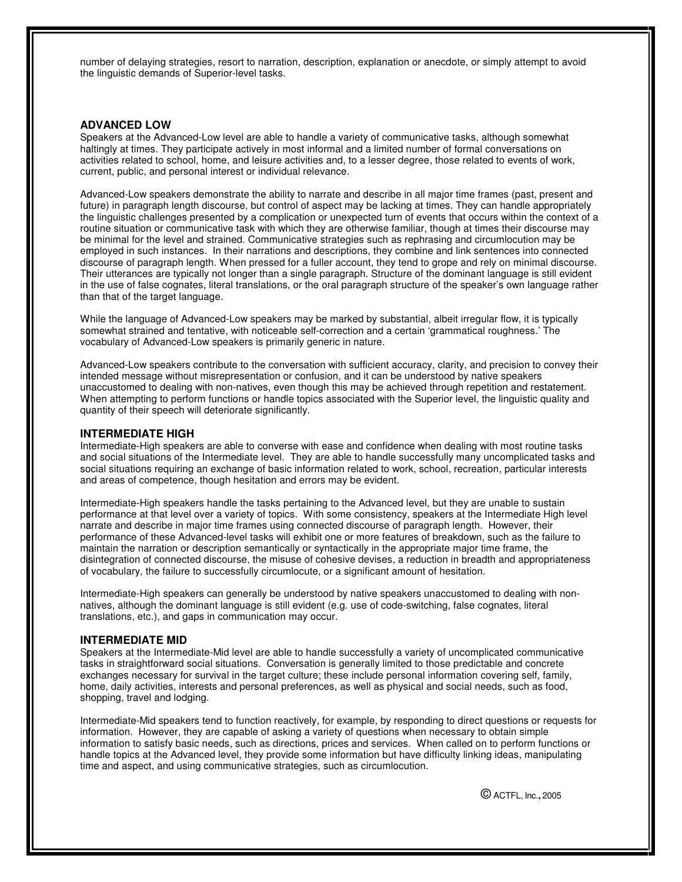number of delaying strategies, resort to narration, description, explanation or anecdote, or simply attempt to avoid the linguistic demands of Superior-level tasks.

## ADVANCED LOW

Speakers at the Advanced-Low level are able to handle a variety of communicative tasks, although somewhat haltingly at times. They participate actively in most informal and a limited number of formal conversations on activities related to school, home, and leisure activities and, to a lesser degree, those related to events of work, current, public, and personal interest or individual relevance.

Advanced-Low speakers demonstrate the ability to narrate and describe in all major time frames (past, present and future) in paragraph length discourse, but control of aspect may be lacking at times. They can handle appropriately the linguistic challenges presented by a complication or unexpected turn of events that occurs within the context of a routine situation or communicative task with which they are otherwise familiar, though at times their discourse may be minimal for the level and strained. Communicative strategies such as rephrasing and circumlocution may be employed in such instances. In their narrations and descriptions, they combine and link sentences into connected discourse of paragraph length. When pressed for a fuller account, they tend to grope and rely on minimal discourse. Their utterances are typically not longer than a single paragraph. Structure of the dominant language is still evident in the use of false cognates, literal translations, or the oral paragraph structure of the speaker's own language rather than that of the target language.

While the language of Advanced-Low speakers may be marked by substantial, albeit irregular flow, it is typically somewhat strained and tentative, with noticeable self-correction and a certain 'grammatical roughness.' The vocabulary of Advanced-Low speakers is primarily generic in nature.

Advanced-Low speakers contribute to the conversation with sufficient accuracy, clarity, and precision to convey their intended message without misrepresentation or confusion, and it can be understood by native speakers unaccustomed to dealing with non-natives, even though this may be achieved through repetition and restatement. When attempting to perform functions or handle topics associated with the Superior level, the linguistic quality and quantity of their speech will deteriorate significantly.

## INTERMEDIATE HIGH

Intermediate-High speakers are able to converse with ease and confidence when dealing with most routine tasks and social situations of the Intermediate level. They are able to handle successfully many uncomplicated tasks and social situations requiring an exchange of basic information related to work, school, recreation, particular interests and areas of competence, though hesitation and errors may be evident.

Intermediate-High speakers handle the tasks pertaining to the Advanced level, but they are unable to sustain performance at that level over a variety of topics. With some consistency, speakers at the Intermediate High level narrate and describe in major time frames using connected discourse of paragraph length. However, their performance of these Advanced-level tasks will exhibit one or more features of breakdown, such as the failure to maintain the narration or description semantically or syntactically in the appropriate major time frame, the disintegration of connected discourse, the misuse of cohesive devises, a reduction in breadth and appropriateness of vocabulary, the failure to successfully circumlocute, or a significant amount of hesitation.

Intermediate-High speakers can generally be understood by native speakers unaccustomed to dealing with non-natives, although the dominant language is still evident (e.g. use of code-switching, false cognates, literal translations, etc.), and gaps in communication may occur.

## INTERMEDIATE MID

Speakers at the Intermediate-Mid level are able to handle successfully a variety of uncomplicated communicative tasks in straightforward social situations. Conversation is generally limited to those predictable and concrete exchanges necessary for survival in the target culture; these include personal information covering self, family, home, daily activities, interests and personal preferences, as well as physical and social needs, such as food, shopping, travel and lodging.

Intermediate-Mid speakers tend to function reactively, for example, by responding to direct questions or requests for information. However, they are capable of asking a variety of questions when necessary to obtain simple information to satisfy basic needs, such as directions, prices and services. When called on to perform functions or handle topics at the Advanced level, they provide some information but have difficulty linking ideas, manipulating time and aspect, and using communicative strategies, such as circumlocution.

© ACTFL, Inc., 2005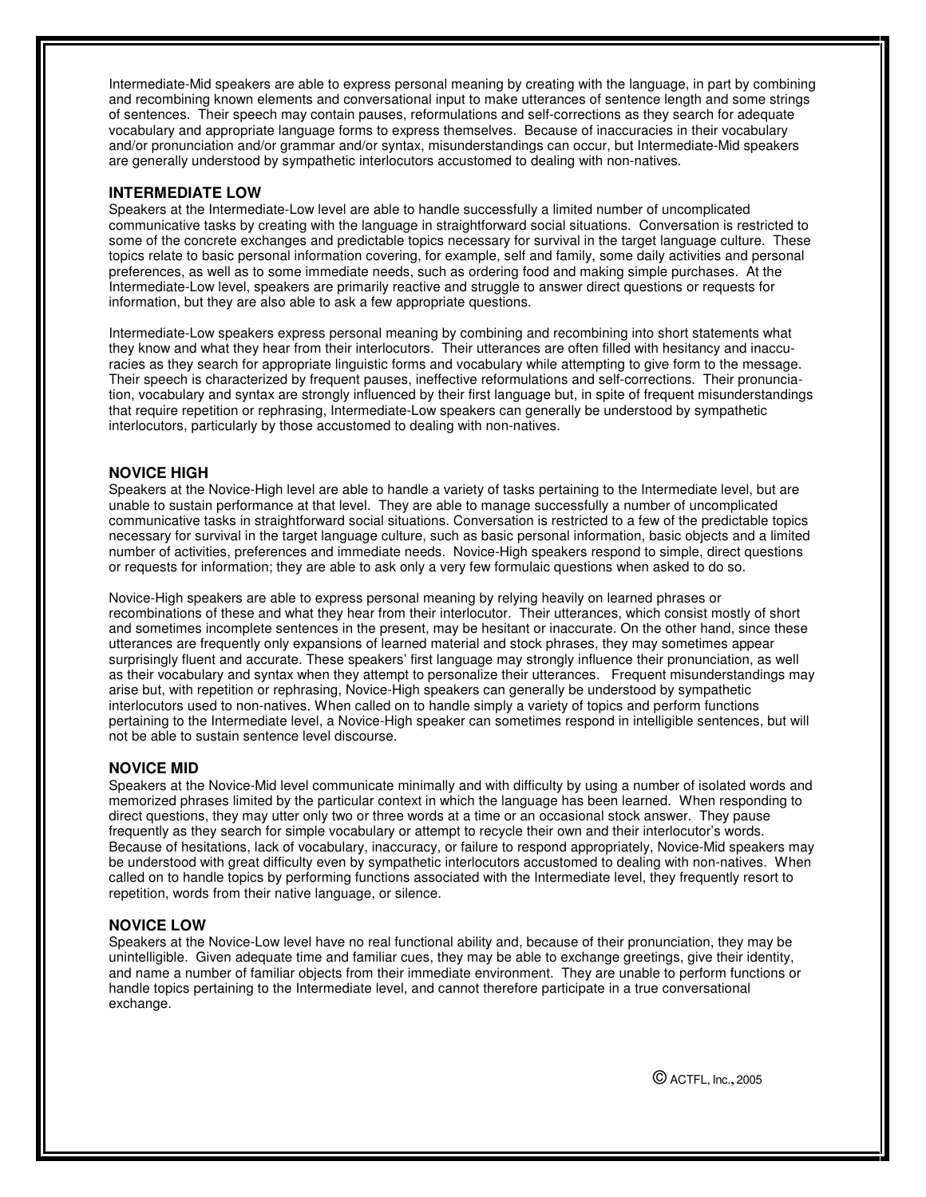Intermediate-Mid speakers are able to express personal meaning by creating with the language, in part by combining and recombining known elements and conversational input to make utterances of sentence length and some strings of sentences. Their speech may contain pauses, reformulations and self-corrections as they search for adequate vocabulary and appropriate language forms to express themselves. Because of inaccuracies in their vocabulary and/or pronunciation and/or grammar and/or syntax, misunderstandings can occur, but Intermediate-Mid speakers are generally understood by sympathetic interlocutors accustomed to dealing with non-natives.

## INTERMEDIATE LOW

Speakers at the Intermediate-Low level are able to handle successfully a limited number of uncomplicated communicative tasks by creating with the language in straightforward social situations. Conversation is restricted to some of the concrete exchanges and predictable topics necessary for survival in the target language culture. These topics relate to basic personal information covering, for example, self and family, some daily activities and personal preferences, as well as to some immediate needs, such as ordering food and making simple purchases. At the Intermediate-Low level, speakers are primarily reactive and struggle to answer direct questions or requests for information, but they are also able to ask a few appropriate questions.

Intermediate-Low speakers express personal meaning by combining and recombining into short statements what they know and what they hear from their interlocutors. Their utterances are often filled with hesitancy and inaccuracies as they search for appropriate linguistic forms and vocabulary while attempting to give form to the message. Their speech is characterized by frequent pauses, ineffective reformulations and self-corrections. Their pronunciation, vocabulary and syntax are strongly influenced by their first language but, in spite of frequent misunderstandings that require repetition or rephrasing, Intermediate-Low speakers can generally be understood by sympathetic interlocutors, particularly by those accustomed to dealing with non-natives.

## NOVICE HIGH

Speakers at the Novice-High level are able to handle a variety of tasks pertaining to the Intermediate level, but are unable to sustain performance at that level. They are able to manage successfully a number of uncomplicated communicative tasks in straightforward social situations. Conversation is restricted to a few of the predictable topics necessary for survival in the target language culture, such as basic personal information, basic objects and a limited number of activities, preferences and immediate needs. Novice-High speakers respond to simple, direct questions or requests for information; they are able to ask only a very few formulaic questions when asked to do so.

Novice-High speakers are able to express personal meaning by relying heavily on learned phrases or recombinations of these and what they hear from their interlocutor. Their utterances, which consist mostly of short and sometimes incomplete sentences in the present, may be hesitant or inaccurate. On the other hand, since these utterances are frequently only expansions of learned material and stock phrases, they may sometimes appear surprisingly fluent and accurate. These speakers' first language may strongly influence their pronunciation, as well as their vocabulary and syntax when they attempt to personalize their utterances. Frequent misunderstandings may arise but, with repetition or rephrasing, Novice-High speakers can generally be understood by sympathetic interlocutors used to non-natives. When called on to handle simply a variety of topics and perform functions pertaining to the Intermediate level, a Novice-High speaker can sometimes respond in intelligible sentences, but will not be able to sustain sentence level discourse.

## NOVICE MID

Speakers at the Novice-Mid level communicate minimally and with difficulty by using a number of isolated words and memorized phrases limited by the particular context in which the language has been learned. When responding to direct questions, they may utter only two or three words at a time or an occasional stock answer. They pause frequently as they search for simple vocabulary or attempt to recycle their own and their interlocutor's words. Because of hesitations, lack of vocabulary, inaccuracy, or failure to respond appropriately, Novice-Mid speakers may be understood with great difficulty even by sympathetic interlocutors accustomed to dealing with non-natives. When called on to handle topics by performing functions associated with the Intermediate level, they frequently resort to repetition, words from their native language, or silence.

## NOVICE LOW

Speakers at the Novice-Low level have no real functional ability and, because of their pronunciation, they may be unintelligible. Given adequate time and familiar cues, they may be able to exchange greetings, give their identity, and name a number of familiar objects from their immediate environment. They are unable to perform functions or handle topics pertaining to the Intermediate level, and cannot therefore participate in a true conversational exchange.

© ACTFL, Inc., 2005